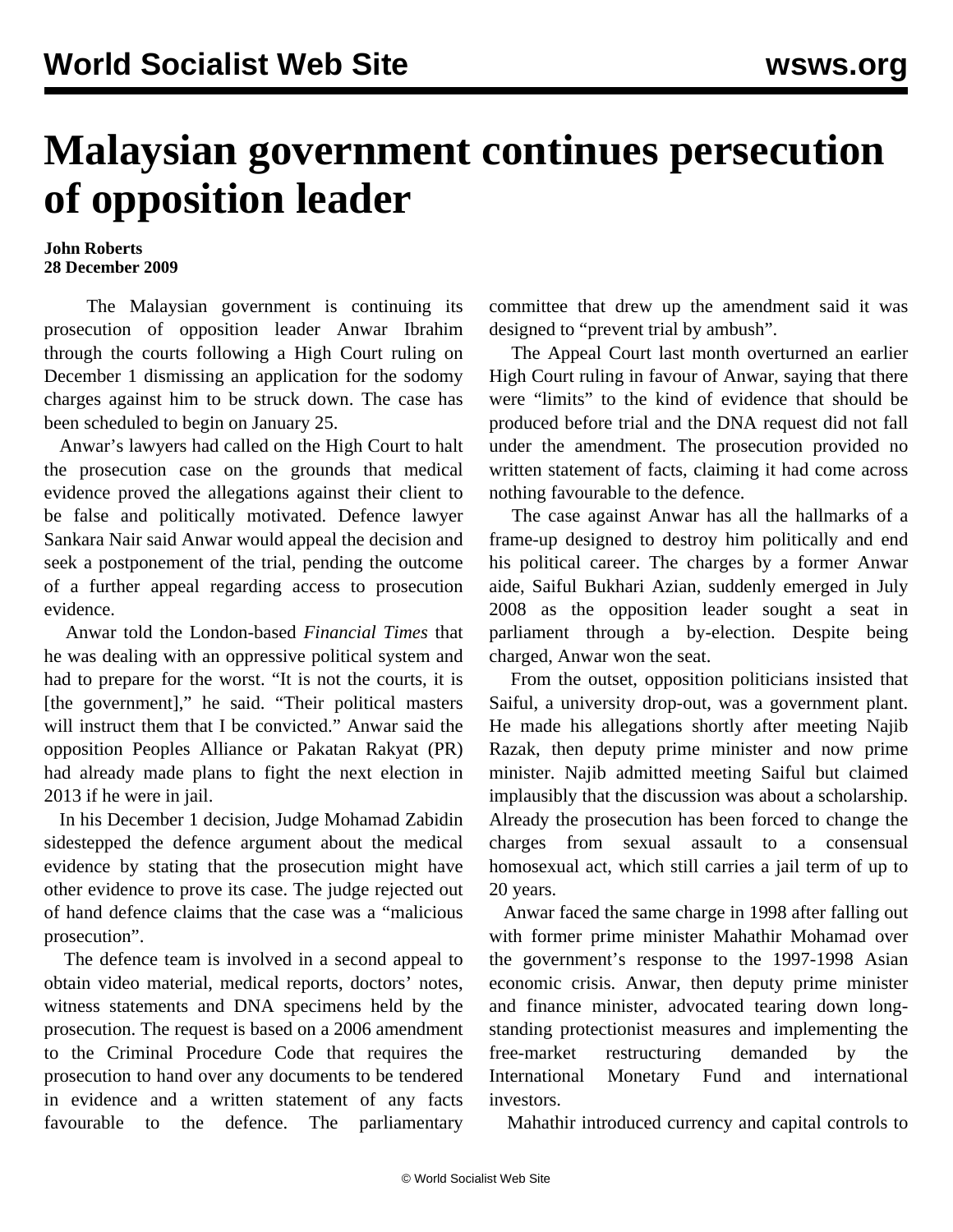# Malaysian government continues persecution of opposition leader

**John Roberts**
**28 December 2009**

The Malaysian government is continuing its prosecution of opposition leader Anwar Ibrahim through the courts following a High Court ruling on December 1 dismissing an application for the sodomy charges against him to be struck down. The case has been scheduled to begin on January 25.

Anwar's lawyers had called on the High Court to halt the prosecution case on the grounds that medical evidence proved the allegations against their client to be false and politically motivated. Defence lawyer Sankara Nair said Anwar would appeal the decision and seek a postponement of the trial, pending the outcome of a further appeal regarding access to prosecution evidence.

Anwar told the London-based *Financial Times* that he was dealing with an oppressive political system and had to prepare for the worst. "It is not the courts, it is [the government]," he said. "Their political masters will instruct them that I be convicted." Anwar said the opposition Peoples Alliance or Pakatan Rakyat (PR) had already made plans to fight the next election in 2013 if he were in jail.

In his December 1 decision, Judge Mohamad Zabidin sidestepped the defence argument about the medical evidence by stating that the prosecution might have other evidence to prove its case. The judge rejected out of hand defence claims that the case was a "malicious prosecution".

The defence team is involved in a second appeal to obtain video material, medical reports, doctors' notes, witness statements and DNA specimens held by the prosecution. The request is based on a 2006 amendment to the Criminal Procedure Code that requires the prosecution to hand over any documents to be tendered in evidence and a written statement of any facts favourable to the defence. The parliamentary committee that drew up the amendment said it was designed to "prevent trial by ambush".

The Appeal Court last month overturned an earlier High Court ruling in favour of Anwar, saying that there were "limits" to the kind of evidence that should be produced before trial and the DNA request did not fall under the amendment. The prosecution provided no written statement of facts, claiming it had come across nothing favourable to the defence.

The case against Anwar has all the hallmarks of a frame-up designed to destroy him politically and end his political career. The charges by a former Anwar aide, Saiful Bukhari Azian, suddenly emerged in July 2008 as the opposition leader sought a seat in parliament through a by-election. Despite being charged, Anwar won the seat.

From the outset, opposition politicians insisted that Saiful, a university drop-out, was a government plant. He made his allegations shortly after meeting Najib Razak, then deputy prime minister and now prime minister. Najib admitted meeting Saiful but claimed implausibly that the discussion was about a scholarship. Already the prosecution has been forced to change the charges from sexual assault to a consensual homosexual act, which still carries a jail term of up to 20 years.

Anwar faced the same charge in 1998 after falling out with former prime minister Mahathir Mohamad over the government's response to the 1997-1998 Asian economic crisis. Anwar, then deputy prime minister and finance minister, advocated tearing down long-standing protectionist measures and implementing the free-market restructuring demanded by the International Monetary Fund and international investors.

Mahathir introduced currency and capital controls to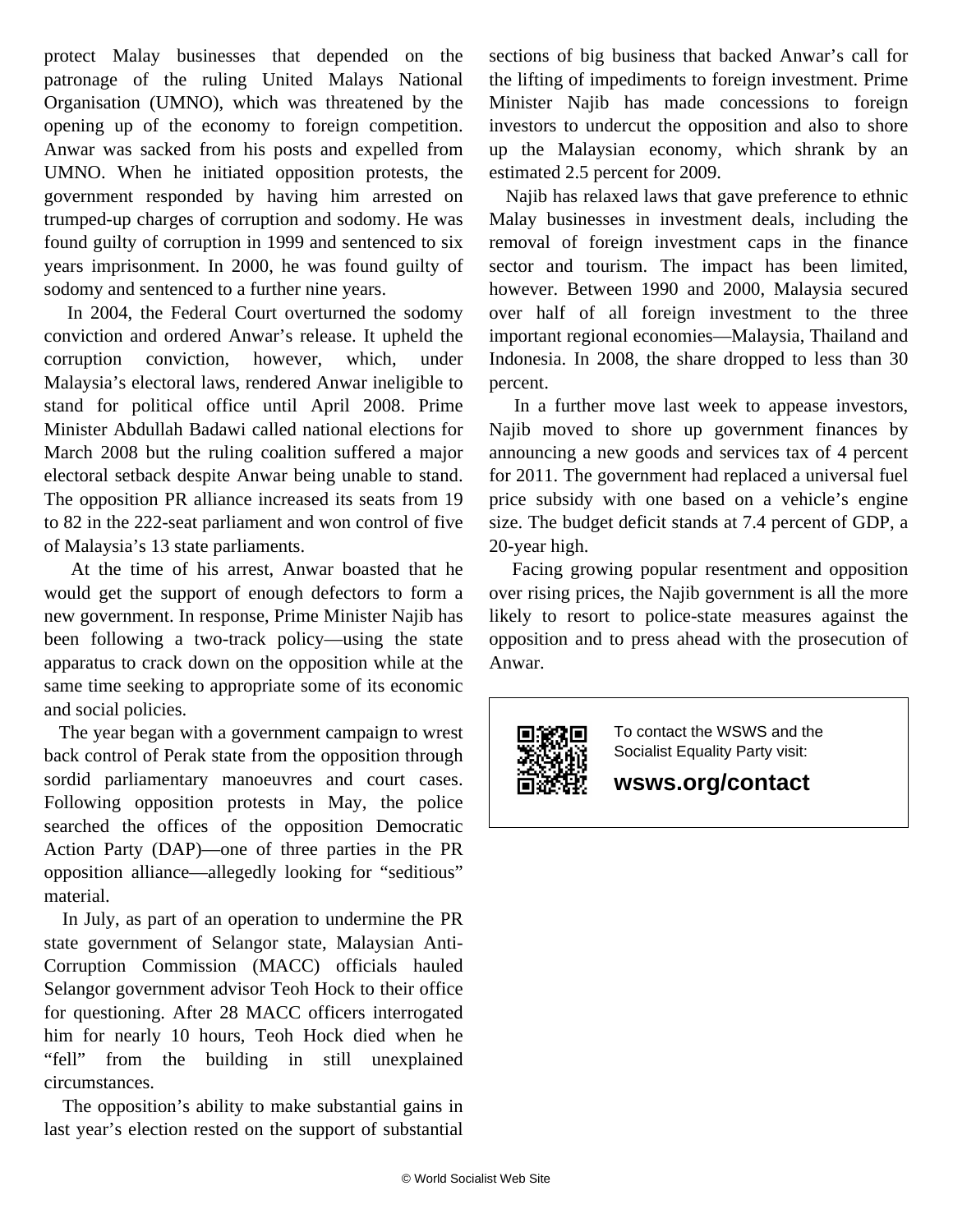protect Malay businesses that depended on the patronage of the ruling United Malays National Organisation (UMNO), which was threatened by the opening up of the economy to foreign competition. Anwar was sacked from his posts and expelled from UMNO. When he initiated opposition protests, the government responded by having him arrested on trumped-up charges of corruption and sodomy. He was found guilty of corruption in 1999 and sentenced to six years imprisonment. In 2000, he was found guilty of sodomy and sentenced to a further nine years.

In 2004, the Federal Court overturned the sodomy conviction and ordered Anwar's release. It upheld the corruption conviction, however, which, under Malaysia's electoral laws, rendered Anwar ineligible to stand for political office until April 2008. Prime Minister Abdullah Badawi called national elections for March 2008 but the ruling coalition suffered a major electoral setback despite Anwar being unable to stand. The opposition PR alliance increased its seats from 19 to 82 in the 222-seat parliament and won control of five of Malaysia's 13 state parliaments.

At the time of his arrest, Anwar boasted that he would get the support of enough defectors to form a new government. In response, Prime Minister Najib has been following a two-track policy—using the state apparatus to crack down on the opposition while at the same time seeking to appropriate some of its economic and social policies.

The year began with a government campaign to wrest back control of Perak state from the opposition through sordid parliamentary manoeuvres and court cases. Following opposition protests in May, the police searched the offices of the opposition Democratic Action Party (DAP)—one of three parties in the PR opposition alliance—allegedly looking for "seditious" material.

In July, as part of an operation to undermine the PR state government of Selangor state, Malaysian Anti-Corruption Commission (MACC) officials hauled Selangor government advisor Teoh Hock to their office for questioning. After 28 MACC officers interrogated him for nearly 10 hours, Teoh Hock died when he "fell" from the building in still unexplained circumstances.

The opposition's ability to make substantial gains in last year's election rested on the support of substantial sections of big business that backed Anwar's call for the lifting of impediments to foreign investment. Prime Minister Najib has made concessions to foreign investors to undercut the opposition and also to shore up the Malaysian economy, which shrank by an estimated 2.5 percent for 2009.

Najib has relaxed laws that gave preference to ethnic Malay businesses in investment deals, including the removal of foreign investment caps in the finance sector and tourism. The impact has been limited, however. Between 1990 and 2000, Malaysia secured over half of all foreign investment to the three important regional economies—Malaysia, Thailand and Indonesia. In 2008, the share dropped to less than 30 percent.

In a further move last week to appease investors, Najib moved to shore up government finances by announcing a new goods and services tax of 4 percent for 2011. The government had replaced a universal fuel price subsidy with one based on a vehicle's engine size. The budget deficit stands at 7.4 percent of GDP, a 20-year high.

Facing growing popular resentment and opposition over rising prices, the Najib government is all the more likely to resort to police-state measures against the opposition and to press ahead with the prosecution of Anwar.

To contact the WSWS and the Socialist Equality Party visit:

**wsws.org/contact**